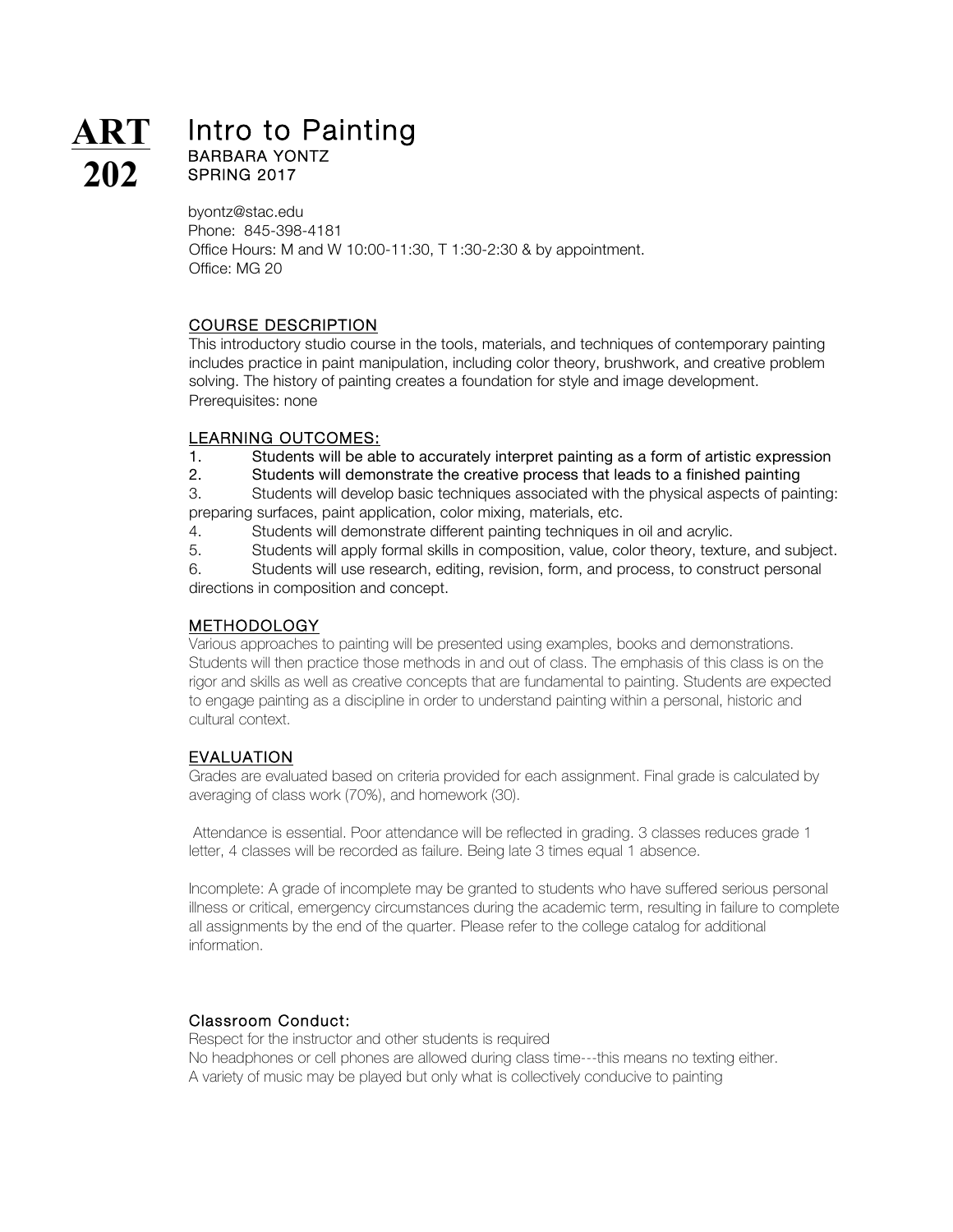# ART 202

# Intro to Painting

BARBARA YONTZ
SPRING 2017

byontz@stac.edu
Phone: 845-398-4181
Office Hours: M and W 10:00-11:30, T 1:30-2:30 & by appointment.
Office: MG 20

## COURSE DESCRIPTION

This introductory studio course in the tools, materials, and techniques of contemporary painting includes practice in paint manipulation, including color theory, brushwork, and creative problem solving. The history of painting creates a foundation for style and image development.
Prerequisites: none

## LEARNING OUTCOMES:

1. Students will be able to accurately interpret painting as a form of artistic expression
2. Students will demonstrate the creative process that leads to a finished painting
3. Students will develop basic techniques associated with the physical aspects of painting: preparing surfaces, paint application, color mixing, materials, etc.
4. Students will demonstrate different painting techniques in oil and acrylic.
5. Students will apply formal skills in composition, value, color theory, texture, and subject.
6. Students will use research, editing, revision, form, and process, to construct personal directions in composition and concept.

## METHODOLOGY

Various approaches to painting will be presented using examples, books and demonstrations. Students will then practice those methods in and out of class. The emphasis of this class is on the rigor and skills as well as creative concepts that are fundamental to painting. Students are expected to engage painting as a discipline in order to understand painting within a personal, historic and cultural context.

## EVALUATION

Grades are evaluated based on criteria provided for each assignment. Final grade is calculated by averaging of class work (70%), and homework (30).

Attendance is essential. Poor attendance will be reflected in grading. 3 classes reduces grade 1 letter, 4 classes will be recorded as failure. Being late 3 times equal 1 absence.

Incomplete: A grade of incomplete may be granted to students who have suffered serious personal illness or critical, emergency circumstances during the academic term, resulting in failure to complete all assignments by the end of the quarter. Please refer to the college catalog for additional information.

### Classroom Conduct:

Respect for the instructor and other students is required
No headphones or cell phones are allowed during class time---this means no texting either.
A variety of music may be played but only what is collectively conducive to painting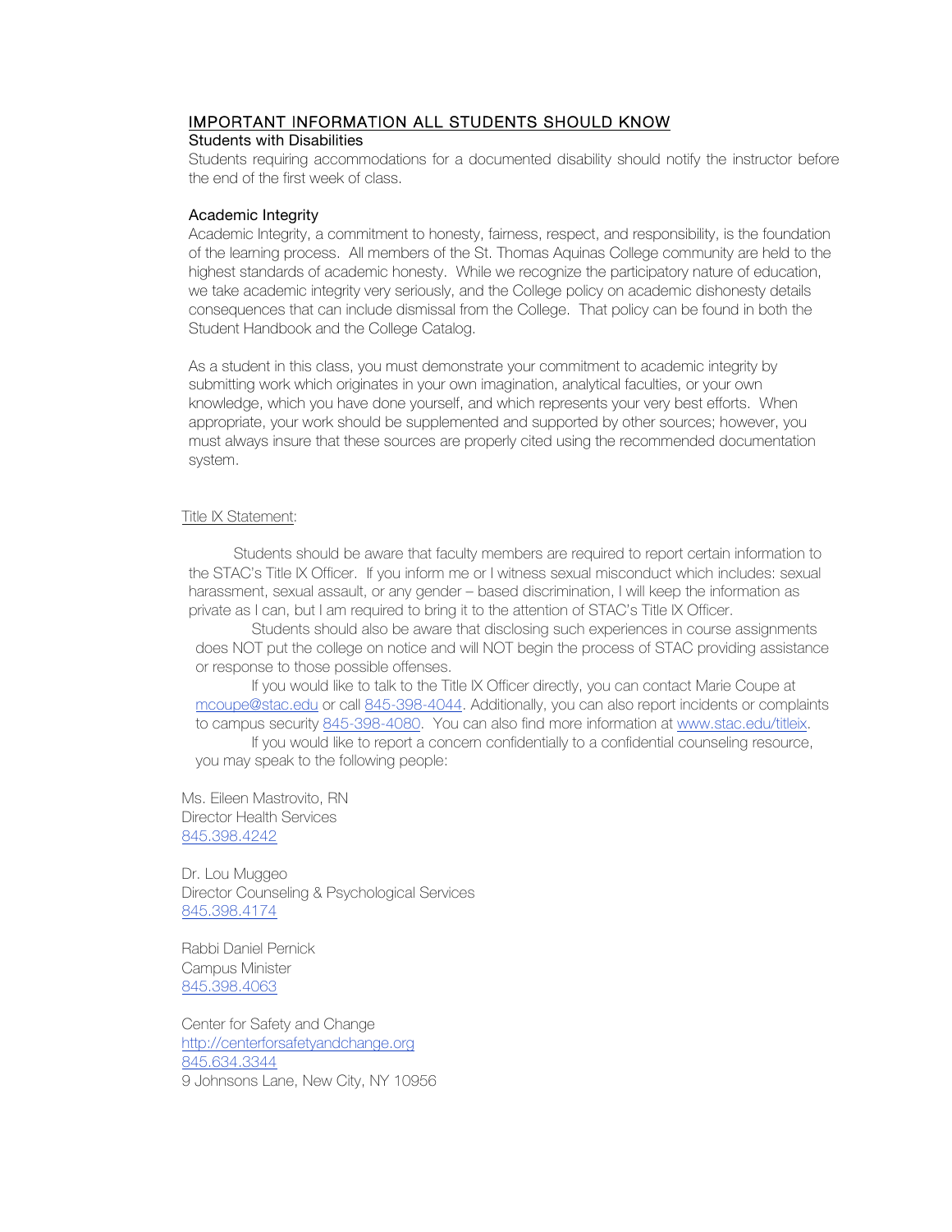## IMPORTANT INFORMATION ALL STUDENTS SHOULD KNOW

### Students with Disabilities

Students requiring accommodations for a documented disability should notify the instructor before the end of the first week of class.

### Academic Integrity

Academic Integrity, a commitment to honesty, fairness, respect, and responsibility, is the foundation of the learning process. All members of the St. Thomas Aquinas College community are held to the highest standards of academic honesty. While we recognize the participatory nature of education, we take academic integrity very seriously, and the College policy on academic dishonesty details consequences that can include dismissal from the College. That policy can be found in both the Student Handbook and the College Catalog.

As a student in this class, you must demonstrate your commitment to academic integrity by submitting work which originates in your own imagination, analytical faculties, or your own knowledge, which you have done yourself, and which represents your very best efforts. When appropriate, your work should be supplemented and supported by other sources; however, you must always insure that these sources are properly cited using the recommended documentation system.

### Title IX Statement:

Students should be aware that faculty members are required to report certain information to the STAC's Title IX Officer. If you inform me or I witness sexual misconduct which includes: sexual harassment, sexual assault, or any gender – based discrimination, I will keep the information as private as I can, but I am required to bring it to the attention of STAC's Title IX Officer.

Students should also be aware that disclosing such experiences in course assignments does NOT put the college on notice and will NOT begin the process of STAC providing assistance or response to those possible offenses.

If you would like to talk to the Title IX Officer directly, you can contact Marie Coupe at mcoupe@stac.edu or call 845-398-4044. Additionally, you can also report incidents or complaints to campus security 845-398-4080. You can also find more information at www.stac.edu/titleix.

If you would like to report a concern confidentially to a confidential counseling resource, you may speak to the following people:

Ms. Eileen Mastrovito, RN
Director Health Services
845.398.4242

Dr. Lou Muggeo
Director Counseling & Psychological Services
845.398.4174

Rabbi Daniel Pernick
Campus Minister
845.398.4063

Center for Safety and Change
http://centerforsafetyandchange.org
845.634.3344
9 Johnsons Lane, New City, NY 10956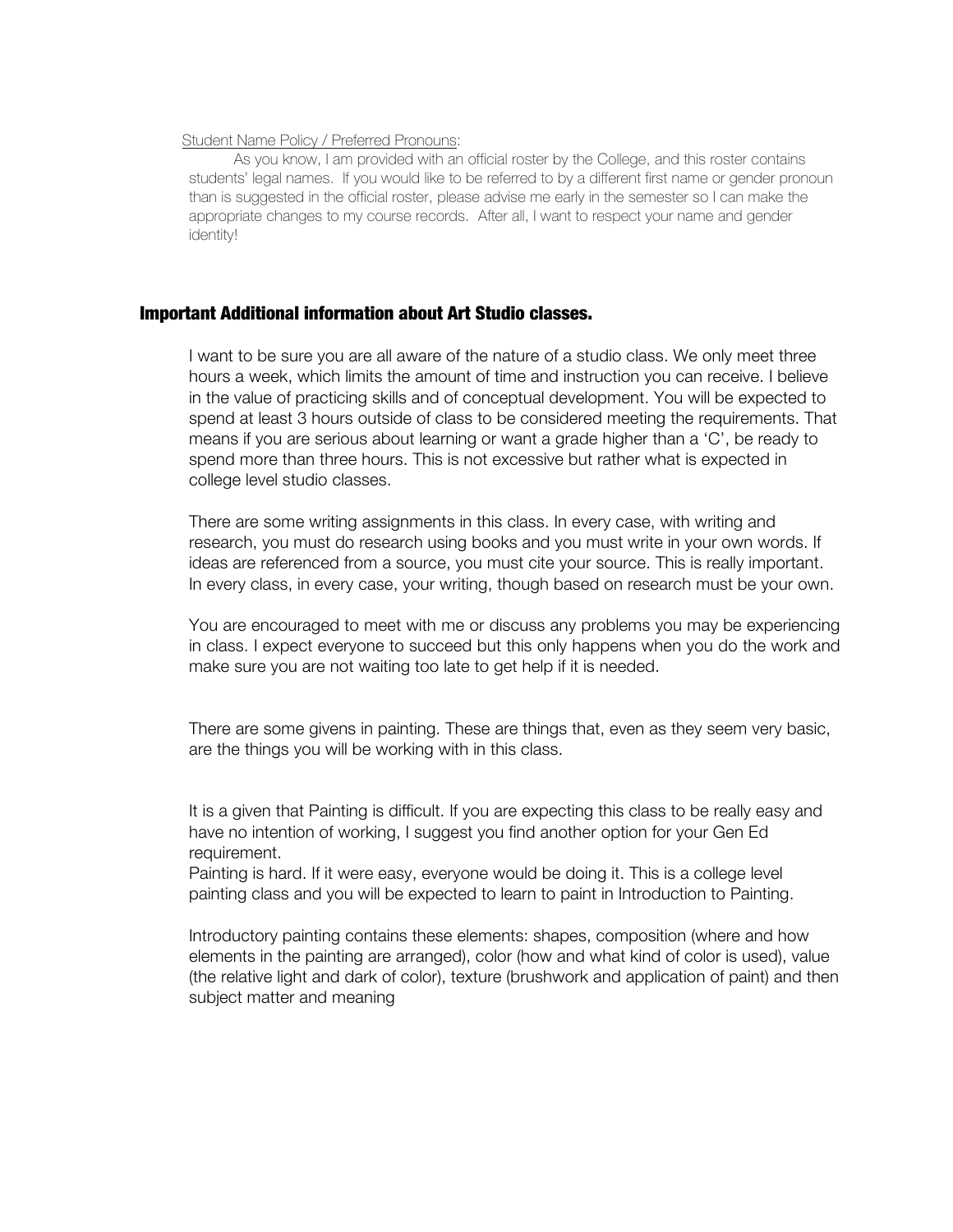Student Name Policy / Preferred Pronouns:

As you know, I am provided with an official roster by the College, and this roster contains students' legal names. If you would like to be referred to by a different first name or gender pronoun than is suggested in the official roster, please advise me early in the semester so I can make the appropriate changes to my course records. After all, I want to respect your name and gender identity!

## Important Additional information about Art Studio classes.

I want to be sure you are all aware of the nature of a studio class. We only meet three hours a week, which limits the amount of time and instruction you can receive. I believe in the value of practicing skills and of conceptual development. You will be expected to spend at least 3 hours outside of class to be considered meeting the requirements. That means if you are serious about learning or want a grade higher than a 'C', be ready to spend more than three hours. This is not excessive but rather what is expected in college level studio classes.

There are some writing assignments in this class. In every case, with writing and research, you must do research using books and you must write in your own words. If ideas are referenced from a source, you must cite your source. This is really important. In every class, in every case, your writing, though based on research must be your own.

You are encouraged to meet with me or discuss any problems you may be experiencing in class. I expect everyone to succeed but this only happens when you do the work and make sure you are not waiting too late to get help if it is needed.

There are some givens in painting. These are things that, even as they seem very basic, are the things you will be working with in this class.

It is a given that Painting is difficult. If you are expecting this class to be really easy and have no intention of working, I suggest you find another option for your Gen Ed requirement.
Painting is hard. If it were easy, everyone would be doing it. This is a college level painting class and you will be expected to learn to paint in Introduction to Painting.

Introductory painting contains these elements: shapes, composition (where and how elements in the painting are arranged), color (how and what kind of color is used), value (the relative light and dark of color), texture (brushwork and application of paint) and then subject matter and meaning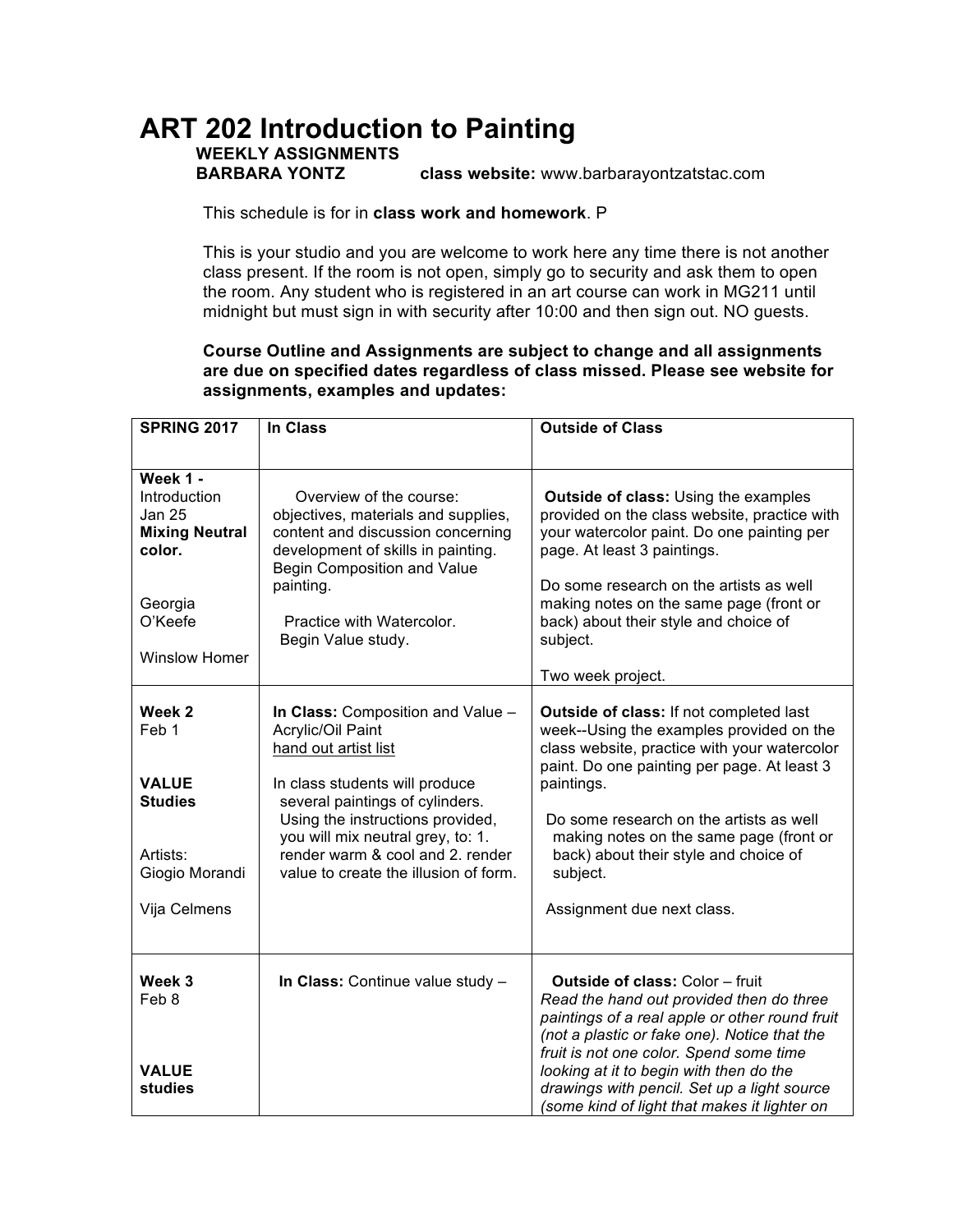# ART 202 Introduction to Painting

**WEEKLY ASSIGNMENTS**

**BARBARA YONTZ** **class website:** www.barbarayontzatstac.com

This schedule is for in **class work and homework**. P

This is your studio and you are welcome to work here any time there is not another class present. If the room is not open, simply go to security and ask them to open the room. Any student who is registered in an art course can work in MG211 until midnight but must sign in with security after 10:00 and then sign out. NO guests.

**Course Outline and Assignments are subject to change and all assignments are due on specified dates regardless of class missed. Please see website for assignments, examples and updates:**

| **SPRING 2017** | **In Class** | **Outside of Class** |
|---|---|---|
| **Week 1 -** Introduction Jan 25 **Mixing Neutral color.** <br><br> Georgia O'Keefe <br><br> Winslow Homer | Overview of the course: objectives, materials and supplies, content and discussion concerning development of skills in painting. Begin Composition and Value painting. <br><br> Practice with Watercolor. Begin Value study. | **Outside of class:** Using the examples provided on the class website, practice with your watercolor paint. Do one painting per page. At least 3 paintings. <br><br> Do some research on the artists as well making notes on the same page (front or back) about their style and choice of subject. <br><br> Two week project. |
| **Week 2** Feb 1 <br><br> **VALUE Studies** <br><br> Artists: Giogio Morandi <br><br> Vija Celmens | **In Class:** Composition and Value – Acrylic/Oil Paint <br> hand out artist list <br><br> In class students will produce several paintings of cylinders. Using the instructions provided, you will mix neutral grey, to: 1. render warm & cool and 2. render value to create the illusion of form. | **Outside of class:** If not completed last week--Using the examples provided on the class website, practice with your watercolor paint. Do one painting per page. At least 3 paintings. <br><br> Do some research on the artists as well making notes on the same page (front or back) about their style and choice of subject. <br><br> Assignment due next class. |
| **Week 3** Feb 8 <br><br> **VALUE studies** | **In Class:** Continue value study – | **Outside of class:** Color – fruit <br> *Read the hand out provided then do three paintings of a real apple or other round fruit (not a plastic or fake one). Notice that the fruit is not one color. Spend some time looking at it to begin with then do the drawings with pencil. Set up a light source (some kind of light that makes it lighter on* |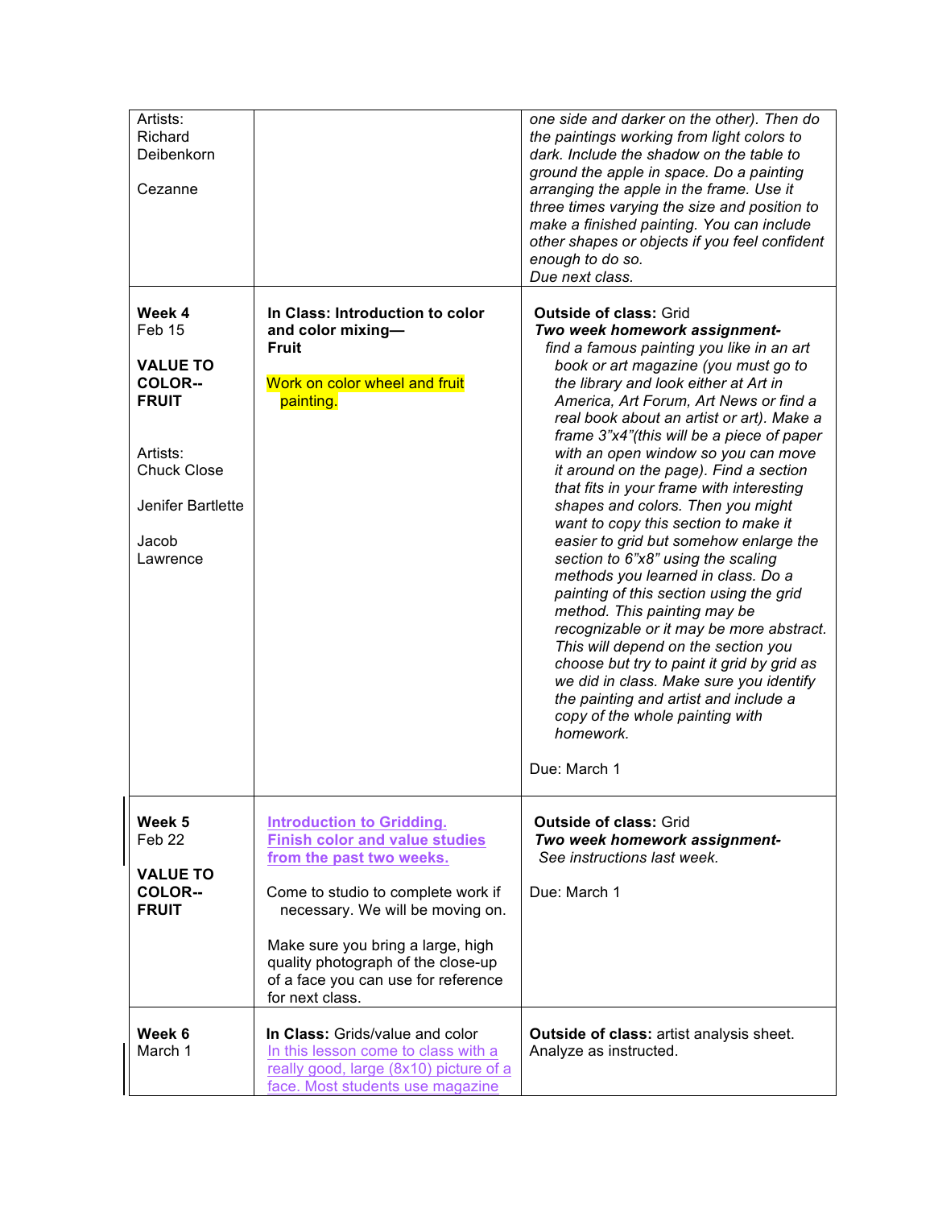| | | |
|---|---|---|
| Artists:<br>Richard Deibenkorn<br><br>Cezanne | | *one side and darker on the other). Then do the paintings working from light colors to dark. Include the shadow on the table to ground the apple in space. Do a painting arranging the apple in the frame. Use it three times varying the size and position to make a finished painting. You can include other shapes or objects if you feel confident enough to do so.*<br>*Due next class.* |
| **Week 4**<br>Feb 15<br><br>**VALUE TO COLOR-- FRUIT**<br><br>Artists:<br>Chuck Close<br><br>Jenifer Bartlette<br><br>Jacob Lawrence | **In Class: Introduction to color and color mixing— Fruit**<br><br>Work on color wheel and fruit painting. | **Outside of class:** Grid<br>***Two week homework assignment-***<br>*find a famous painting you like in an art book or art magazine (you must go to the library and look either at Art in America, Art Forum, Art News or find a real book about an artist or art). Make a frame 3"x4"(this will be a piece of paper with an open window so you can move it around on the page). Find a section that fits in your frame with interesting shapes and colors. Then you might want to copy this section to make it easier to grid but somehow enlarge the section to 6"x8" using the scaling methods you learned in class. Do a painting of this section using the grid method. This painting may be recognizable or it may be more abstract. This will depend on the section you choose but try to paint it grid by grid as we did in class. Make sure you identify the painting and artist and include a copy of the whole painting with homework.*<br><br>Due: March 1 |
| **Week 5**<br>Feb 22<br><br>**VALUE TO COLOR-- FRUIT** | **Introduction to Gridding. Finish color and value studies from the past two weeks.**<br><br>Come to studio to complete work if necessary. We will be moving on.<br><br>Make sure you bring a large, high quality photograph of the close-up of a face you can use for reference for next class. | **Outside of class:** Grid<br>***Two week homework assignment-***<br>*See instructions last week.*<br><br>Due: March 1 |
| **Week 6**<br>March 1 | **In Class:** Grids/value and color<br>In this lesson come to class with a really good, large (8x10) picture of a face. Most students use magazine | **Outside of class:** artist analysis sheet. Analyze as instructed. |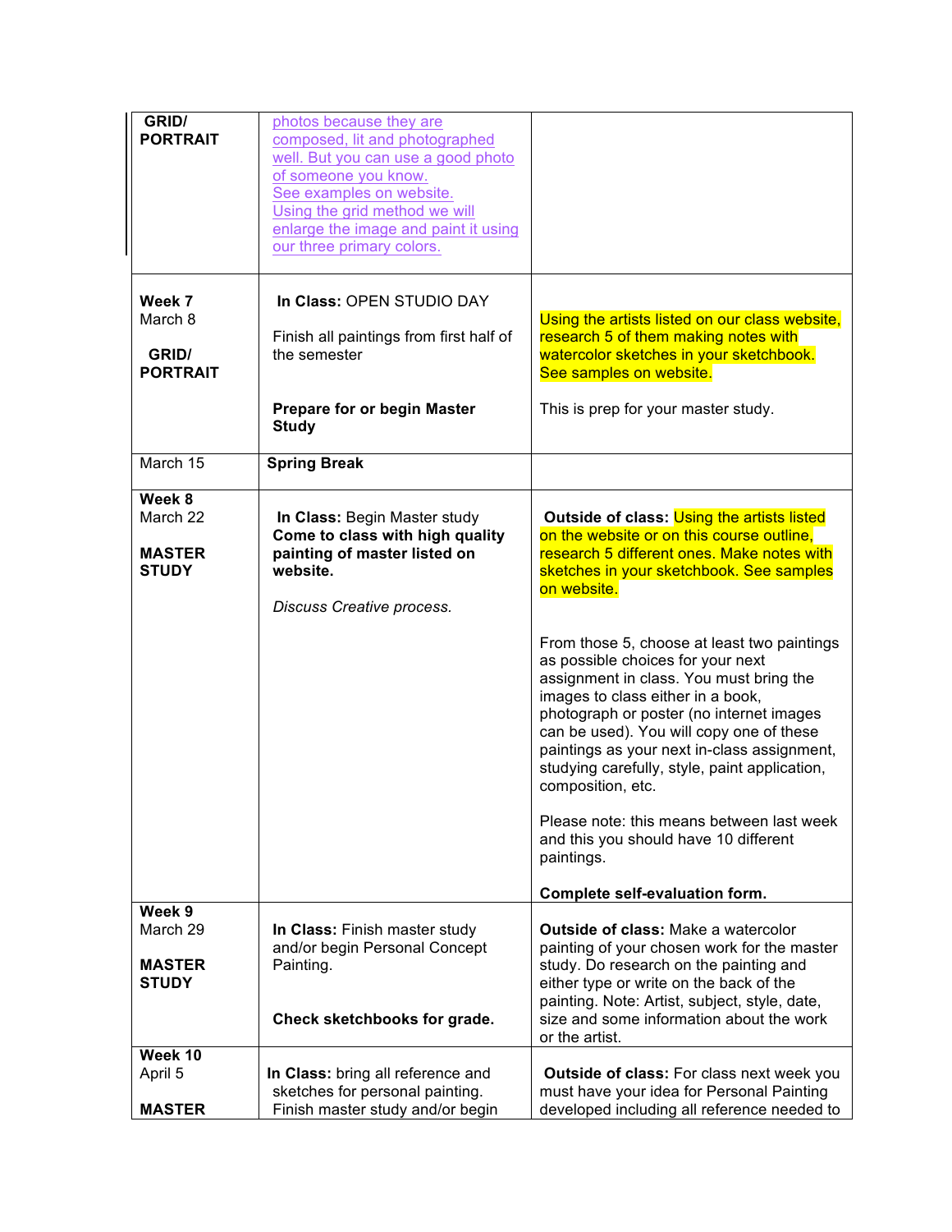| | | |
|---|---|---|
| **GRID/ PORTRAIT** | photos because they are composed, lit and photographed well. But you can use a good photo of someone you know. See examples on website. Using the grid method we will enlarge the image and paint it using our three primary colors. | |
| **Week 7** March 8 **GRID/ PORTRAIT** | **In Class:** OPEN STUDIO DAY<br><br>Finish all paintings from first half of the semester<br><br>**Prepare for or begin Master Study** | Using the artists listed on our class website, research 5 of them making notes with watercolor sketches in your sketchbook. See samples on website.<br><br>This is prep for your master study. |
| March 15 | **Spring Break** | |
| **Week 8** March 22 **MASTER STUDY** | **In Class:** Begin Master study **Come to class with high quality painting of master listed on website.**<br><br>*Discuss Creative process.* | **Outside of class:** Using the artists listed on the website or on this course outline, research 5 different ones. Make notes with sketches in your sketchbook. See samples on website.<br><br>From those 5, choose at least two paintings as possible choices for your next assignment in class. You must bring the images to class either in a book, photograph or poster (no internet images can be used). You will copy one of these paintings as your next in-class assignment, studying carefully, style, paint application, composition, etc.<br><br>Please note: this means between last week and this you should have 10 different paintings.<br><br>**Complete self-evaluation form.** |
| **Week 9** March 29 **MASTER STUDY** | **In Class:** Finish master study and/or begin Personal Concept Painting.<br><br>**Check sketchbooks for grade.** | **Outside of class:** Make a watercolor painting of your chosen work for the master study. Do research on the painting and either type or write on the back of the painting. Note: Artist, subject, style, date, size and some information about the work or the artist. |
| **Week 10** April 5 **MASTER** | **In Class:** bring all reference and sketches for personal painting. Finish master study and/or begin | **Outside of class:** For class next week you must have your idea for Personal Painting developed including all reference needed to |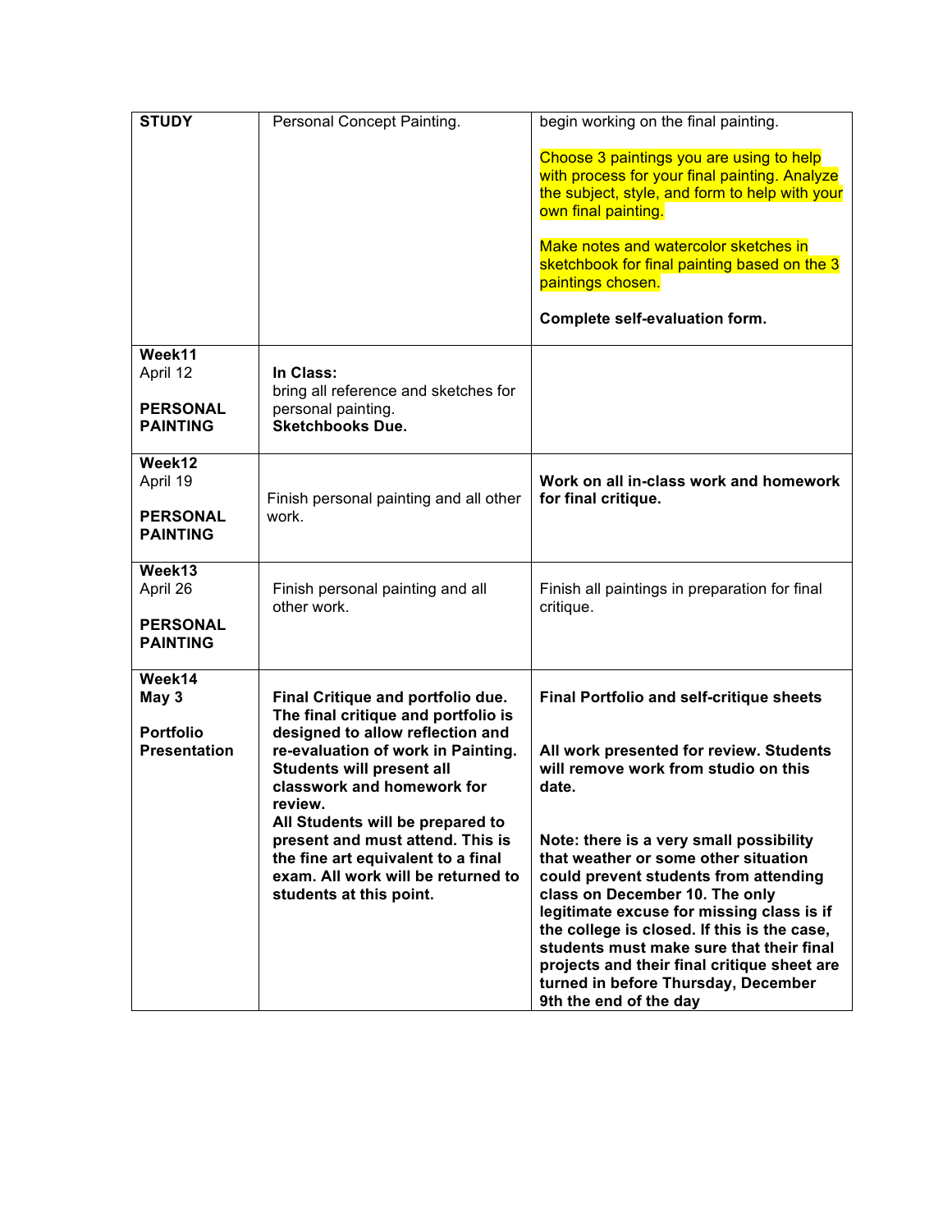| | | |
|---|---|---|
| **STUDY** | Personal Concept Painting. | begin working on the final painting.<br><br>Choose 3 paintings you are using to help with process for your final painting. Analyze the subject, style, and form to help with your own final painting.<br><br>Make notes and watercolor sketches in sketchbook for final painting based on the 3 paintings chosen.<br><br>**Complete self-evaluation form.** |
| **Week11**<br>April 12<br><br>**PERSONAL PAINTING** | **In Class:**<br>bring all reference and sketches for personal painting.<br>**Sketchbooks Due.** | |
| **Week12**<br>April 19<br><br>**PERSONAL PAINTING** | Finish personal painting and all other work. | **Work on all in-class work and homework for final critique.** |
| **Week13**<br>April 26<br><br>**PERSONAL PAINTING** | Finish personal painting and all other work. | Finish all paintings in preparation for final critique. |
| **Week14**<br>**May 3**<br><br>**Portfolio Presentation** | **Final Critique and portfolio due. The final critique and portfolio is designed to allow reflection and re-evaluation of work in Painting. Students will present all classwork and homework for review.**<br>**All Students will be prepared to present and must attend. This is the fine art equivalent to a final exam. All work will be returned to students at this point.** | **Final Portfolio and self-critique sheets**<br><br>**All work presented for review. Students will remove work from studio on this date.**<br><br>**Note: there is a very small possibility that weather or some other situation could prevent students from attending class on December 10. The only legitimate excuse for missing class is if the college is closed. If this is the case, students must make sure that their final projects and their final critique sheet are turned in before Thursday, December 9th the end of the day** |